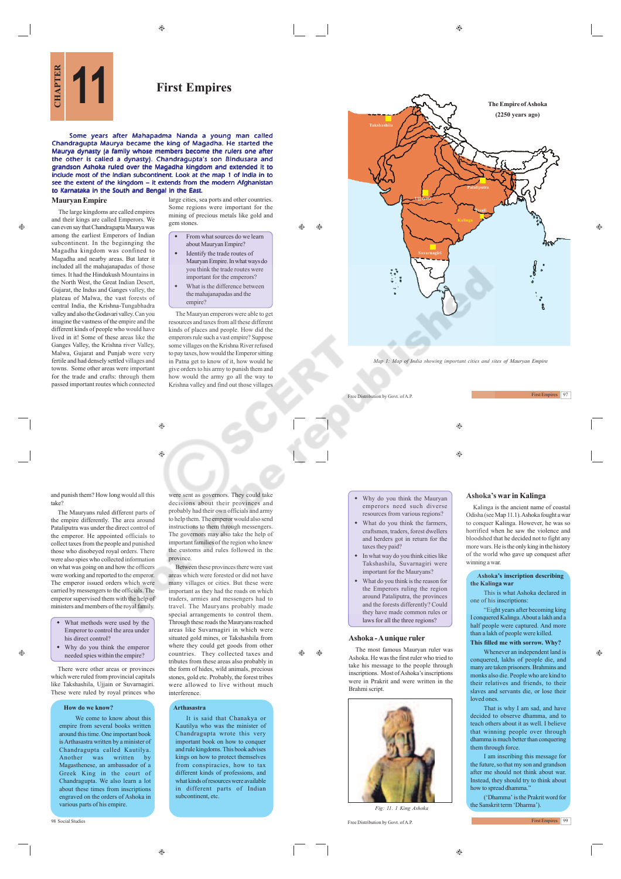# Chapter 11

# First Empires

**Some years after Mahapadma Nanda a young man called Chandragupta Maurya became the king of Magadha. He started the Maurya dynasty (a family whose members become the rulers one after the other is called a dynasty). Chandragupta's son Bindusara and grandson Ashoka ruled over the Magadha kingdom and extended it to include most of the Indian subcontinent. Look at the map 1 of India in to see the extent of the kingdom – it extends from the modern Afghanistan to Karnataka in the South and Bengal in the East.**

## Mauryan Empire

The large kingdoms are called empires and their kings are called Emperors. We can even say that Chandragupta Maurya was among the earliest Emperors of Indian subcontinent. In the beginning the Magadha kingdom was confined to Magadha and nearby areas. But later it included all of the mahajanapadas of those times. It had the Hindukush Mountains in the North West, the Great Indian Desert, Gujarat, the Indus and Ganges valley, the plateau of Malwa, the vast forests of central India, the Krishna-Tungabhadra valley and also the Godavari valley. Can you imagine the vastness of the empire and the different kinds of people who would have lived in it! Some of these areas like the Ganges Valley, the Krishna river Valley, Malwa, Gujarat and Punjab were very fertile and had densely settled villages and towns. Some other areas were important for the trade and crafts: through them passed important routes which connected large cities, sea ports and other countries. Some regions were important for the mining of precious metals like gold and gem stones.

- From what sources do we learn about Mauryan Empire?
- Identify the trade routes of Mauryan Empire. In what ways do you think the trade routes were important for the emperors?
- What is the difference between the mahajanapadas and the empire?

The Mauryan emperors were able to get resources and taxes from all these different kinds of places and people. How did the emperors rule such a vast empire? Suppose some villages on the Krishna River refused to pay taxes, how would the Emperor sitting in Patna get to know of it, how would he give orders to his army to punish them and how would the army go all the way to Krishna valley and find out those villages and punish them? How long would all this take?

The Euryans ruled different parts of the empire differently. The area around Pataliputra was under the direct control of the emperor. He appointed officials to collect taxes from the people and punished those who disobeyed royal orders. There were also people who collected information on what was going on and how the officers were working and reported to the emperor. The emperor issued orders which were carried by messengers to the officials. The emperor supervised them with the help of ministers and members of the royal family.

- What methods were used by the Emperor to control the area under his direct control?
- Why do you think the emperor needed spies within the empire?

There were other areas or provinces which were ruled from provincial capitals like Takshashila, Ujjain or Suvarnagiri. These were ruled by royal princes who were sent as governors. They could take decisions about their provinces and probably had their own officials and army to help them. The emperor would also send instructions to them through messengers. The governors may also take the help of important families of the province who knew the customs and rules followed in the province.

Between these provinces there were vast areas which were forested or did not have many villages or cities. But these were important as they had the roads on which traders, armies and messengers had to travel. The Mauryans probably made special arrangements to control them. Through these roads the Mauryans reached areas like Suvarnagiri in which there were situated gold mines, or Takshashila from where they could get goods from other countries. They collected taxes and tributes from these areas also probably in the form of hides, wild animals, precious stones, gold etc. Probably, the forest tribes were allowed to live without much interference.

### How do we know?

We come to know about this empire from several books written around this time. One important book is Arthasastra written by a minister of Chandragupta called Kautilya. Another was written by Magasthenese, an ambassador of a Greek King in the court of Chandragupta. We also learn a lot about these times from inscriptions engraved on the orders of Ashoka in various parts of his empire.

### Arthasastra

It is said that Chanakya or Kautilya who was the minister of Chandragupta wrote this very important book on how to conquer and rule kingdoms. This book advises kings on how to protect themselves from conspiracies, how to tax different kinds of professions, and what kinds of resources were available in different parts of Indian subcontinent, etc.

**The Empire of Ashoka (2250 years ago)**

Takshashila, Ujjain, Pataliputra, Tosali, Kalinga, Suvarnagiri

*Map 1: Map of India showing important cities and sites of Mauryan Empire*

- Why do you think the Mauryan emperors need such diverse resources from various regions?
- What do you think the farmers, craftsmen, traders, forest dwellers and herders got in return for the taxes they paid?
- In what way do you think cities like Takshashila, Suvarnagiri were important for the Mauryans?
- What do you think is the reason for the Emperors ruling the region around Pataliputra, the provinces and the forests differently? Could they have made common rules or laws for all the three regions?

## Ashoka - A unique ruler

The most famous Mauryan ruler was Ashoka. He was the first ruler who tried to take his message to the people through inscriptions. Most of Ashoka's inscriptions were in Prakrit and were written in the Brahmi script.

*Fig: 11. 1 King Ashoka*

## Ashoka's war in Kalinga

Kalinga is the ancient name of coastal Odisha (see Map 11.1). Ashoka fought a war to conquer Kalinga. However, he was so horrified when he saw the violence and bloodshed that he decided not to fight any more wars. He is the only king in the history of the world who gave up conquest after winning a war.

### Ashoka's inscription describing the Kalinga war

This is what Ashoka declared in one of his inscriptions:

"Eight years after becoming king I conquered Kalinga. About a lakh and a half people were captured. And more than a lakh of people were killed.

**This filled me with sorrow. Why?**

Whenever an independent land is conquered, lakhs of people die, and many are taken prisoners. Brahmins and monks also die. People who are kind to their relatives and friends, to their slaves and servants die, or lose their loved ones.

That is why I am sad, and have decided to observe dhamma, and to teach others about it as well. I believe that winning people over through dhamma is much better than conquering them through force.

I am inscribing this message for the future, so that my son and grandson after me should not think about war. Instead, they should try to think about how to spread dhamma."

('Dhamma' is the Prakrit word for the Sanskrit term 'Dharma').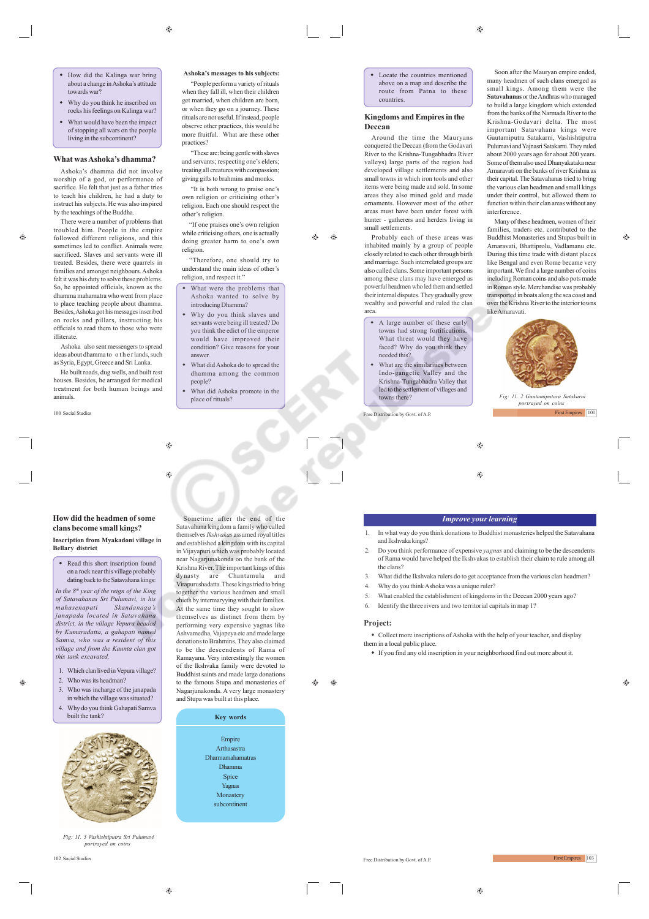- How did the Kalinga war bring about a change in Ashoka's attitude towards war?
- Why do you think he inscribed on rocks his feelings on Kalinga war?
- What would have been the impact of stopping all wars on the people living in the subcontinent?

## What was Ashoka's dhamma?

Ashoka's dhamma did not involve worship of a god, or performance of sacrifice. He felt that just as a father tries to teach his children, he had a duty to instruct his subjects. He was also inspired by the teachings of the Buddha.

There were a number of problems that troubled him. People in the empire followed different religions, and this sometimes led to conflict. Animals were sacrificed. Slaves and servants were ill treated. Besides, there were quarrels in families and amongst neighbours. Ashoka felt it was his duty to solve these problems. So, he appointed officials, known as the dhamma mahamatra who went from place to place teaching people about dhamma. Besides, Ashoka got his messages inscribed on rocks and pillars, instructing his officials to read them to those who were illiterate.

Ashoka also sent messengers to spread ideas about dhamma to other lands, such as Syria, Egypt, Greece and Sri Lanka.

He built roads, dug wells, and built rest houses. Besides, he arranged for medical treatment for both human beings and animals.

**Ashoka's messages to his subjects:**

"People perform a variety of rituals when they fall ill, when their children get married, when children are born, or when they go on a journey. These rituals are not useful. If instead, people observe other practices, this would be more fruitful. What are these other practices?

"These are: being gentle with slaves and servants; respecting one's elders; treating all creatures with compassion; giving gifts to brahmins and monks.

"It is both wrong to praise one's own religion or criticising other's religion. Each one should respect the other's religion.

"If one praises one's own religion while criticising others, one is actually doing greater harm to one's own religion.

"Therefore, one should try to understand the main ideas of other's religion, and respect it."

- What were the problems that Ashoka wanted to solve by introducing Dhamma?
- Why do you think slaves and servants were being ill treated? Do you think the edict of the emperor would have improved their condition? Give reasons for your answer.
- What did Ashoka do to spread the dhamma among the common people?
- What did Ashoka promote in the place of rituals?

- Locate the countries mentioned above on a map and describe the route from Patna to these countries.

## Kingdoms and Empires in the Deccan

Around the time the Mauryans conquered the Deccan (from the Godavari River to the Krishna-Tungabhadra River valleys) large parts of the region had developed village settlements and also small towns in which iron tools and other items were being made and sold. In some areas they also mined gold and made ornaments. However most of the other areas must have been under forest with hunter - gatherers and herders living in small settlements.

Probably each of these areas was inhabited mainly by a group of people closely related to each other through birth and marriage. Such interrelated groups are also called clans. Some important persons among these clans may have emerged as powerful headmen who led them and settled their internal disputes. They gradually grew wealthy and powerful and ruled the clan area.

- A large number of these early towns had strong fortifications. What threat would they have faced? Why do you think they needed this?
- What are the similarities between Indo-gangetic Valley and the Krishna-Tungabhadra Valley that led to the settlement of villages and towns there?

Soon after the Mauryan empire ended, many headmen of such clans emerged as small kings. Among them were the **Satavahanas** or the Andhras who managed to build a large kingdom which extended from the banks of the Narmada River to the Krishna-Godavari delta. The most important Satavahana kings were Gautamiputra Satakarni, Vashishtiputra Pulumavi and Yajnasri Satakarni. They ruled about 2000 years ago for about 200 years. Some of them also used Dhanyakataka near Amaravati on the banks of river Krishna as their capital. The Satavahanas tried to bring the various clan headmen and small kings under their control, but allowed them to function within their clan areas without any interference.

Many of these headmen, women of their families, traders etc. contributed to the Buddhist Monasteries and Stupas built in Amaravati, Bhattiprolu, Nagarjunakonda etc. During this time trade with distant places like Bengal and even Rome became very important. We find a large number of coins including Roman coins and also pots made in Roman style. Merchandise was probably transported in boats along the sea coast and over the Krishna River to the interior towns like Amaravati.

*Fig: 11. 2 Gautamiputara Satakarni portrayed on coins*

## How did the headmen of some clans become small kings?

**Inscription from Myakadoni village in Bellary district**

- Read this short inscription found on a rock near this village probably dating back to the Satavahana kings:

*In the 8th year of the reign of the King of Satavahanas Sri Pulumavi, in his mahasenapati Skandanaga's janapada located in Satavahana district, in the village Vepura headed by Kumaradatta, a gahapati named Samva, who was a resident of this village and from the Kaunta clan got this tank excavated.*

1. Which clan lived in Vepura village?
2. Who was its headman?
3. Who was incharge of the janapada in which the village was situated?
4. Why do you think Gahapati Samva built the tank?

*Fig: 11. 3 Vashishtiputra Sri Pulumavi portrayed on coins*

Sometime after the end of the Satavahana kingdom a family who called themselves *Ikshvakas* assumed royal titles and established a kingdom with its capital in Vijayapuri which was probably located near Nagarjunakonda on the bank of the Krishna River. The important kings of this dynasty are Chantamula and Virapurushadatta. These kings tried to bring together the various headmen and small chiefs by intermarryying with their families. At the same time they sought to show themselves as distinct from them by performing very expensive yagnas like Ashvamedha, Vajapeya etc and made large donations to Brahmins. They also claimed to be the descendents of Rama of Ramayana. Very interestingly the women of the Ikshvaka family were devoted to Buddhist saints and made large donations to the famous Stupa and monasteries of Nagarjunakonda. A very large monastery and Stupa was built at this place.

**Key words**

Empire
Arthasastra
Dharmamahamatras
Dhamma
Spice
Yagnas
Monastery
subcontinent

## Improve your learning

1. In what way do you think donations to Buddhist monasteries helped the Satavahana and Ikshvaka kings?
2. Do you think performance of expensive *yagnas* and claiming to be the descendents of Rama would have helped the Ikshvakas to establish their claim to rule among all the clans?
3. What did the Ikshvaka rulers do to get acceptance from the various clan headmen?
4. Why do you think Ashoka was a unique ruler?
5. What enabled the establishment of kingdoms in the Deccan 2000 years ago?
6. Identify the three rivers and two territorial capitals in map 1?

## Project:

- Collect more inscriptions of Ashoka with the help of your teacher, and display them in a local public place.
- If you find any old inscription in your neighborhood find out more about it.